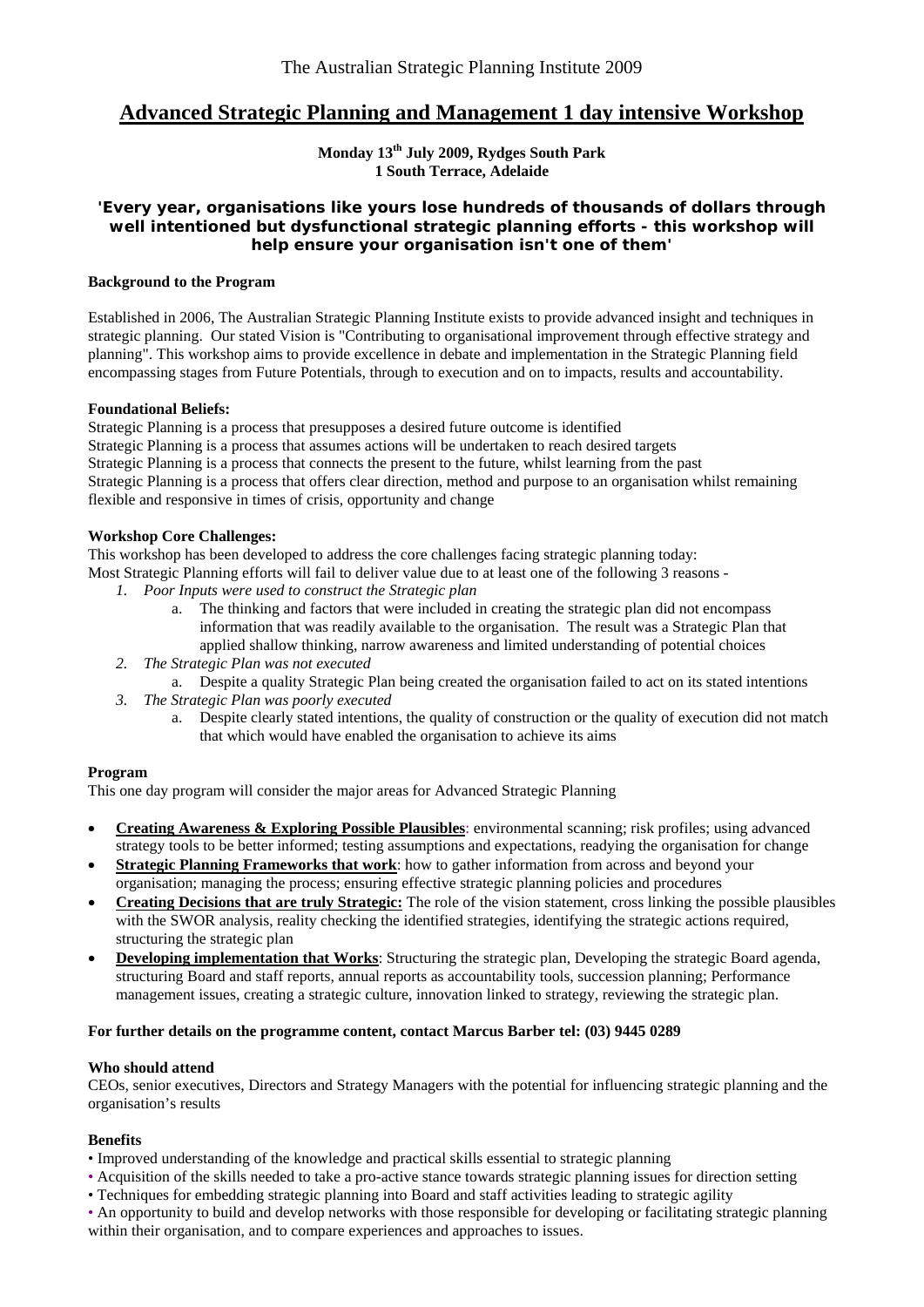The Australian Strategic Planning Institute 2009

# Advanced Strategic Planning and Management 1 day intensive Workshop

**Monday 13th July 2009, Rydges South Park**
**1 South Terrace, Adelaide**

**'Every year, organisations like yours lose hundreds of thousands of dollars through well intentioned but dysfunctional strategic planning efforts - this workshop will help ensure your organisation isn't one of them'**

**Background to the Program**

Established in 2006, The Australian Strategic Planning Institute exists to provide advanced insight and techniques in strategic planning. Our stated Vision is "Contributing to organisational improvement through effective strategy and planning". This workshop aims to provide excellence in debate and implementation in the Strategic Planning field encompassing stages from Future Potentials, through to execution and on to impacts, results and accountability.

**Foundational Beliefs:**

Strategic Planning is a process that presupposes a desired future outcome is identified
Strategic Planning is a process that assumes actions will be undertaken to reach desired targets
Strategic Planning is a process that connects the present to the future, whilst learning from the past
Strategic Planning is a process that offers clear direction, method and purpose to an organisation whilst remaining flexible and responsive in times of crisis, opportunity and change

**Workshop Core Challenges:**

This workshop has been developed to address the core challenges facing strategic planning today:
Most Strategic Planning efforts will fail to deliver value due to at least one of the following 3 reasons -

1. *Poor Inputs were used to construct the Strategic plan*
   a. The thinking and factors that were included in creating the strategic plan did not encompass information that was readily available to the organisation. The result was a Strategic Plan that applied shallow thinking, narrow awareness and limited understanding of potential choices
2. *The Strategic Plan was not executed*
   a. Despite a quality Strategic Plan being created the organisation failed to act on its stated intentions
3. *The Strategic Plan was poorly executed*
   a. Despite clearly stated intentions, the quality of construction or the quality of execution did not match that which would have enabled the organisation to achieve its aims

**Program**

This one day program will consider the major areas for Advanced Strategic Planning

- **Creating Awareness & Exploring Possible Plausibles**: environmental scanning; risk profiles; using advanced strategy tools to be better informed; testing assumptions and expectations, readying the organisation for change
- **Strategic Planning Frameworks that work**: how to gather information from across and beyond your organisation; managing the process; ensuring effective strategic planning policies and procedures
- **Creating Decisions that are truly Strategic:** The role of the vision statement, cross linking the possible plausibles with the SWOR analysis, reality checking the identified strategies, identifying the strategic actions required, structuring the strategic plan
- **Developing implementation that Works**: Structuring the strategic plan, Developing the strategic Board agenda, structuring Board and staff reports, annual reports as accountability tools, succession planning; Performance management issues, creating a strategic culture, innovation linked to strategy, reviewing the strategic plan.

**For further details on the programme content, contact Marcus Barber tel: (03) 9445 0289**

**Who should attend**

CEOs, senior executives, Directors and Strategy Managers with the potential for influencing strategic planning and the organisation's results

**Benefits**

- Improved understanding of the knowledge and practical skills essential to strategic planning
- Acquisition of the skills needed to take a pro-active stance towards strategic planning issues for direction setting
- Techniques for embedding strategic planning into Board and staff activities leading to strategic agility
- An opportunity to build and develop networks with those responsible for developing or facilitating strategic planning within their organisation, and to compare experiences and approaches to issues.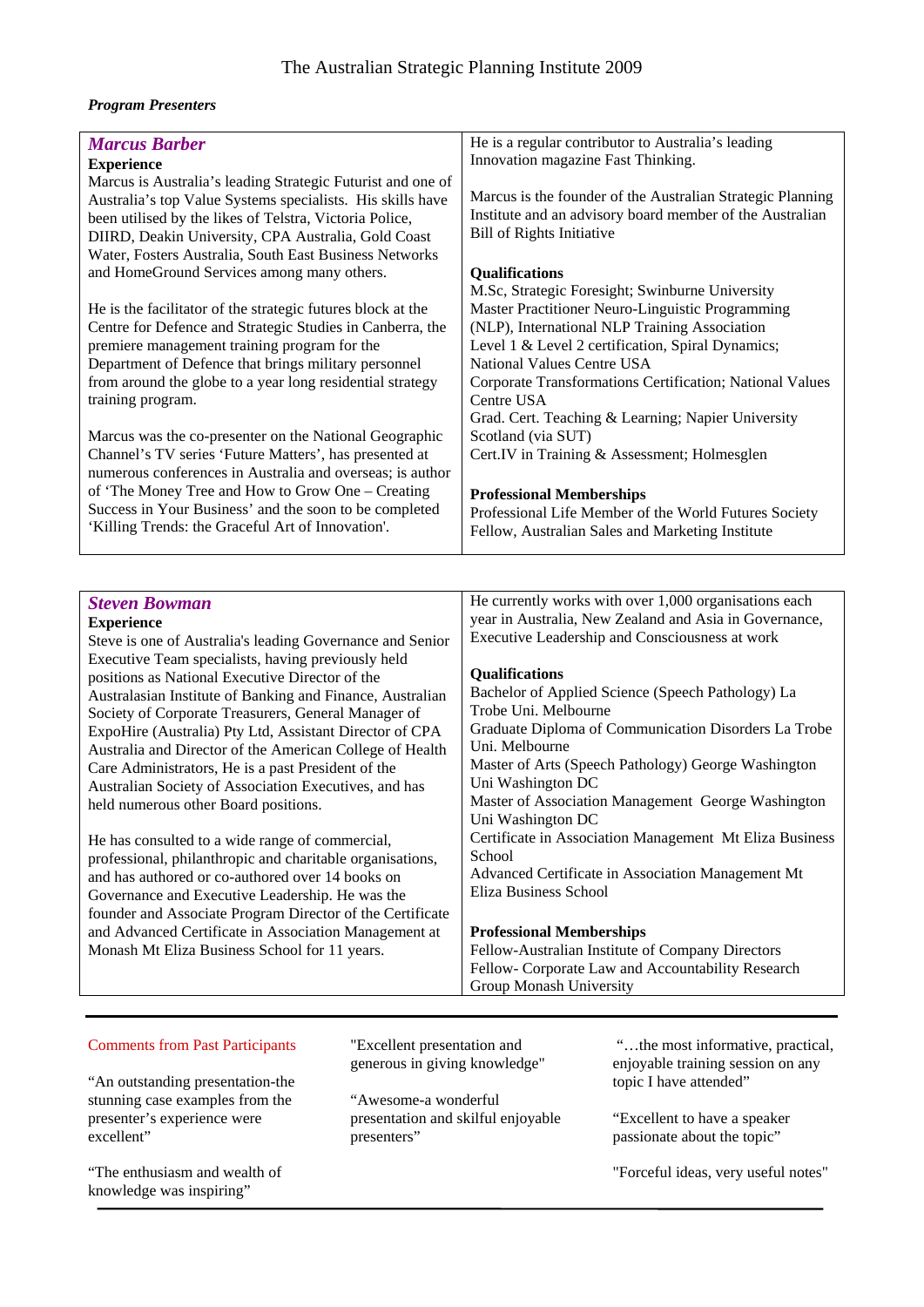The Australian Strategic Planning Institute 2009

***Program Presenters***

## *Marcus Barber*

**Experience**

Marcus is Australia's leading Strategic Futurist and one of Australia's top Value Systems specialists. His skills have been utilised by the likes of Telstra, Victoria Police, DIIRD, Deakin University, CPA Australia, Gold Coast Water, Fosters Australia, South East Business Networks and HomeGround Services among many others.

He is the facilitator of the strategic futures block at the Centre for Defence and Strategic Studies in Canberra, the premiere management training program for the Department of Defence that brings military personnel from around the globe to a year long residential strategy training program.

Marcus was the co-presenter on the National Geographic Channel's TV series 'Future Matters', has presented at numerous conferences in Australia and overseas; is author of 'The Money Tree and How to Grow One – Creating Success in Your Business' and the soon to be completed 'Killing Trends: the Graceful Art of Innovation'.

He is a regular contributor to Australia's leading Innovation magazine Fast Thinking.

Marcus is the founder of the Australian Strategic Planning Institute and an advisory board member of the Australian Bill of Rights Initiative

**Qualifications**

M.Sc, Strategic Foresight; Swinburne University
Master Practitioner Neuro-Linguistic Programming (NLP), International NLP Training Association
Level 1 & Level 2 certification, Spiral Dynamics; National Values Centre USA
Corporate Transformations Certification; National Values Centre USA
Grad. Cert. Teaching & Learning; Napier University Scotland (via SUT)
Cert.IV in Training & Assessment; Holmesglen

**Professional Memberships**

Professional Life Member of the World Futures Society
Fellow, Australian Sales and Marketing Institute

## *Steven Bowman*

**Experience**

Steve is one of Australia's leading Governance and Senior Executive Team specialists, having previously held positions as National Executive Director of the Australasian Institute of Banking and Finance, Australian Society of Corporate Treasurers, General Manager of ExpoHire (Australia) Pty Ltd, Assistant Director of CPA Australia and Director of the American College of Health Care Administrators, He is a past President of the Australian Society of Association Executives, and has held numerous other Board positions.

He has consulted to a wide range of commercial, professional, philanthropic and charitable organisations, and has authored or co-authored over 14 books on Governance and Executive Leadership. He was the founder and Associate Program Director of the Certificate and Advanced Certificate in Association Management at Monash Mt Eliza Business School for 11 years.

He currently works with over 1,000 organisations each year in Australia, New Zealand and Asia in Governance, Executive Leadership and Consciousness at work

**Qualifications**

Bachelor of Applied Science (Speech Pathology) La Trobe Uni. Melbourne
Graduate Diploma of Communication Disorders La Trobe Uni. Melbourne
Master of Arts (Speech Pathology) George Washington Uni Washington DC
Master of Association Management George Washington Uni Washington DC
Certificate in Association Management Mt Eliza Business School
Advanced Certificate in Association Management Mt Eliza Business School

**Professional Memberships**

Fellow-Australian Institute of Company Directors
Fellow- Corporate Law and Accountability Research Group Monash University

---

Comments from Past Participants

"An outstanding presentation-the stunning case examples from the presenter's experience were excellent"

"The enthusiasm and wealth of knowledge was inspiring"

"Excellent presentation and generous in giving knowledge"

"Awesome-a wonderful presentation and skilful enjoyable presenters"

"…the most informative, practical, enjoyable training session on any topic I have attended"

"Excellent to have a speaker passionate about the topic"

"Forceful ideas, very useful notes"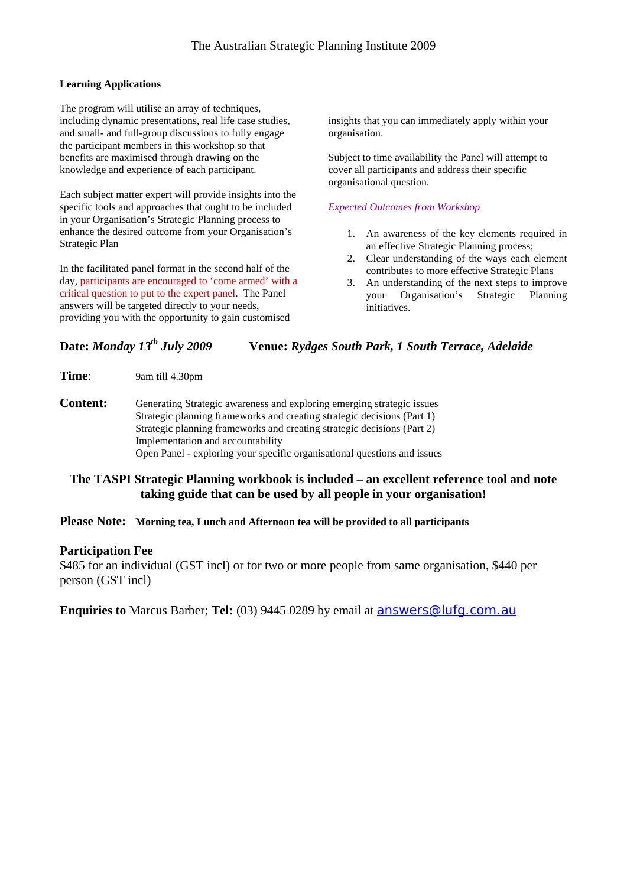**Learning Applications**

The program will utilise an array of techniques, including dynamic presentations, real life case studies, and small- and full-group discussions to fully engage the participant members in this workshop so that benefits are maximised through drawing on the knowledge and experience of each participant.

Each subject matter expert will provide insights into the specific tools and approaches that ought to be included in your Organisation's Strategic Planning process to enhance the desired outcome from your Organisation's Strategic Plan

In the facilitated panel format in the second half of the day, participants are encouraged to 'come armed' with a critical question to put to the expert panel. The Panel answers will be targeted directly to your needs, providing you with the opportunity to gain customised insights that you can immediately apply within your organisation.

Subject to time availability the Panel will attempt to cover all participants and address their specific organisational question.

*Expected Outcomes from Workshop*

1. An awareness of the key elements required in an effective Strategic Planning process;
2. Clear understanding of the ways each element contributes to more effective Strategic Plans
3. An understanding of the next steps to improve your Organisation's Strategic Planning initiatives.

**Date:** ***Monday 13th July 2009*** **Venue:** ***Rydges South Park, 1 South Terrace, Adelaide***

**Time:** 9am till 4.30pm

**Content:**
Generating Strategic awareness and exploring emerging strategic issues
Strategic planning frameworks and creating strategic decisions (Part 1)
Strategic planning frameworks and creating strategic decisions (Part 2)
Implementation and accountability
Open Panel - exploring your specific organisational questions and issues

**The TASPI Strategic Planning workbook is included – an excellent reference tool and note taking guide that can be used by all people in your organisation!**

**Please Note: Morning tea, Lunch and Afternoon tea will be provided to all participants**

**Participation Fee**

$485 for an individual (GST incl) or for two or more people from same organisation, $440 per person (GST incl)

**Enquiries to** Marcus Barber; **Tel:** (03) 9445 0289 by email at answers@lufg.com.au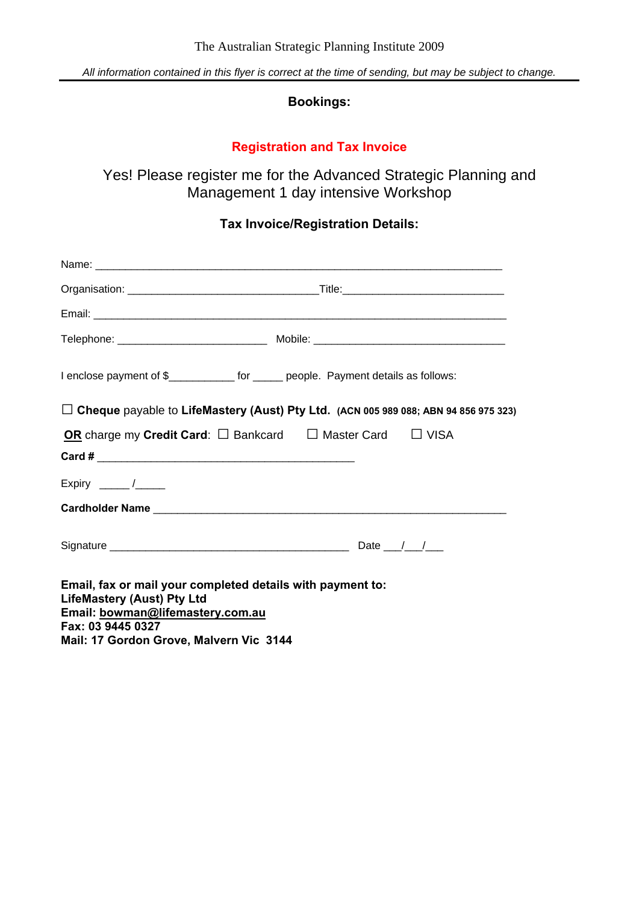*All information contained in this flyer is correct at the time of sending, but may be subject to change.*

**Bookings:**

## Registration and Tax Invoice

Yes! Please register me for the Advanced Strategic Planning and Management 1 day intensive Workshop

**Tax Invoice/Registration Details:**

Name: ____________________________________________________________

Organisation: ____________________________Title:________________________

Email: _____________________________________________________________

Telephone: ______________________ Mobile: ____________________________

I enclose payment of $__________ for _____ people. Payment details as follows:

☐ **Cheque** payable to **LifeMastery (Aust) Pty Ltd.** **(ACN 005 989 088; ABN 94 856 975 323)**

**OR** charge my **Credit Card**: ☐ Bankcard ☐ Master Card ☐ VISA

**Card #** ______________________________________

Expiry _____ /_____

**Cardholder Name** _____________________________________________________

Signature ____________________________________ Date ___/___/___

**Email, fax or mail your completed details with payment to:**
**LifeMastery (Aust) Pty Ltd**
**Email: bowman@lifemastery.com.au**
**Fax: 03 9445 0327**
**Mail: 17 Gordon Grove, Malvern Vic 3144**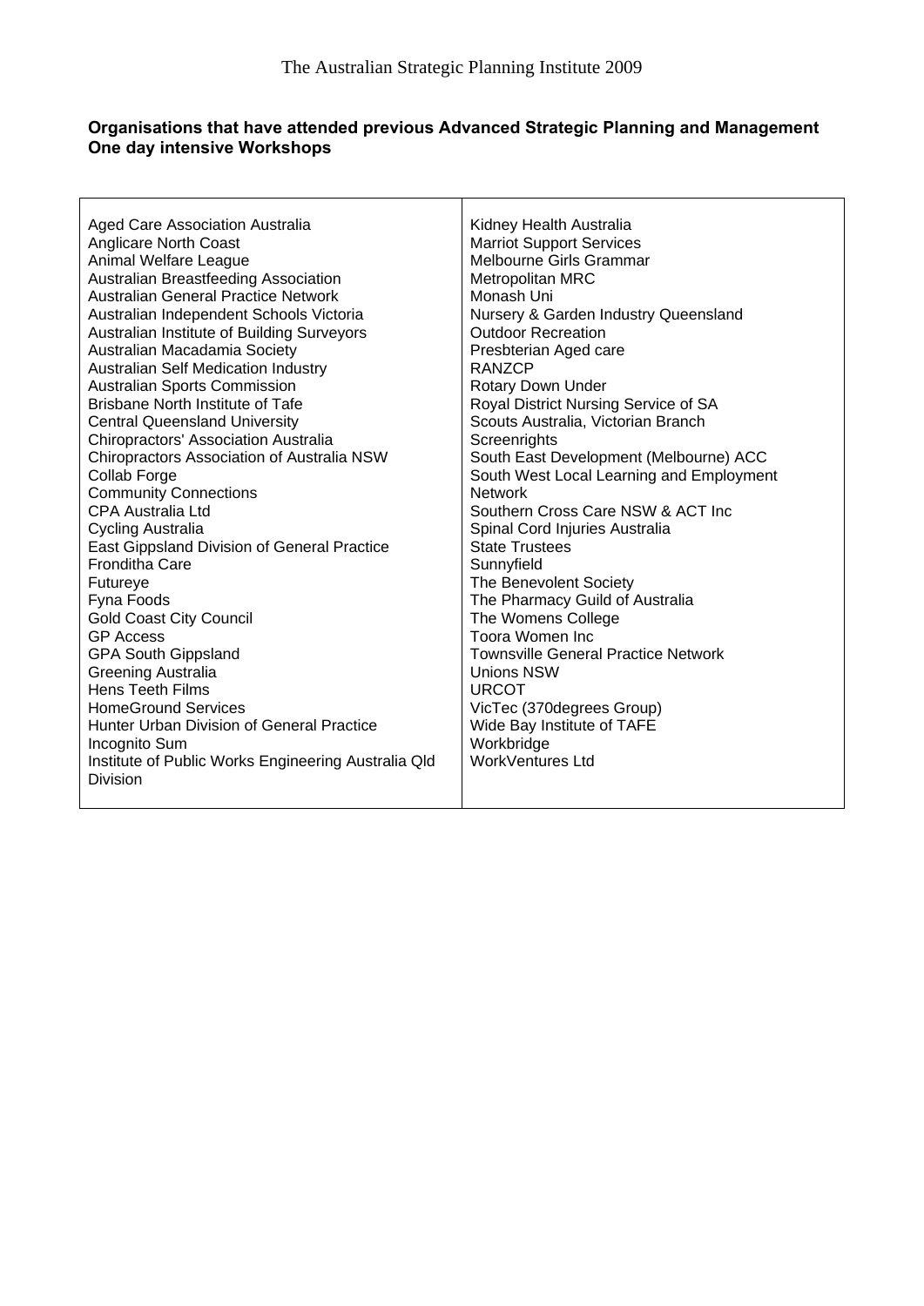**Organisations that have attended previous Advanced Strategic Planning and Management One day intensive Workshops**

Aged Care Association Australia
Anglicare North Coast
Animal Welfare League
Australian Breastfeeding Association
Australian General Practice Network
Australian Independent Schools Victoria
Australian Institute of Building Surveyors
Australian Macadamia Society
Australian Self Medication Industry
Australian Sports Commission
Brisbane North Institute of Tafe
Central Queensland University
Chiropractors' Association Australia
Chiropractors Association of Australia NSW
Collab Forge
Community Connections
CPA Australia Ltd
Cycling Australia
East Gippsland Division of General Practice
Fronditha Care
Futureye
Fyna Foods
Gold Coast City Council
GP Access
GPA South Gippsland
Greening Australia
Hens Teeth Films
HomeGround Services
Hunter Urban Division of General Practice
Incognito Sum
Institute of Public Works Engineering Australia Qld Division
Kidney Health Australia
Marriot Support Services
Melbourne Girls Grammar
Metropolitan MRC
Monash Uni
Nursery & Garden Industry Queensland
Outdoor Recreation
Presbterian Aged care
RANZCP
Rotary Down Under
Royal District Nursing Service of SA
Scouts Australia, Victorian Branch
Screenrights
South East Development (Melbourne) ACC
South West Local Learning and Employment Network
Southern Cross Care NSW & ACT Inc
Spinal Cord Injuries Australia
State Trustees
Sunnyfield
The Benevolent Society
The Pharmacy Guild of Australia
The Womens College
Toora Women Inc
Townsville General Practice Network
Unions NSW
URCOT
VicTec (370degrees Group)
Wide Bay Institute of TAFE
Workbridge
WorkVentures Ltd